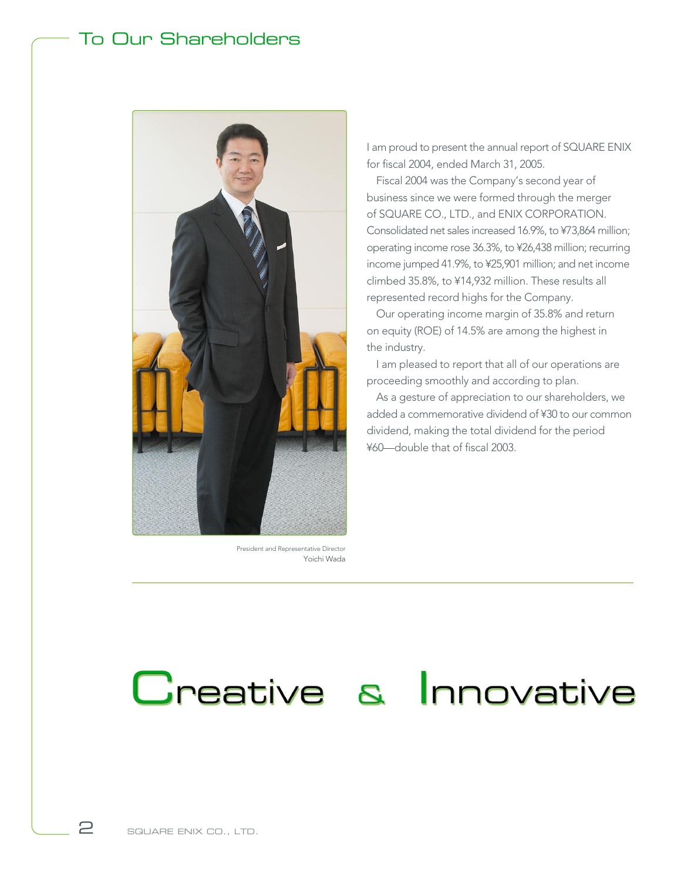# To Our Shareholders

President and Representative Director
Yoichi Wada

I am proud to present the annual report of SQUARE ENIX for fiscal 2004, ended March 31, 2005.

Fiscal 2004 was the Company's second year of business since we were formed through the merger of SQUARE CO., LTD., and ENIX CORPORATION. Consolidated net sales increased 16.9%, to ¥73,864 million; operating income rose 36.3%, to ¥26,438 million; recurring income jumped 41.9%, to ¥25,901 million; and net income climbed 35.8%, to ¥14,932 million. These results all represented record highs for the Company.

Our operating income margin of 35.8% and return on equity (ROE) of 14.5% are among the highest in the industry.

I am pleased to report that all of our operations are proceeding smoothly and according to plan.

As a gesture of appreciation to our shareholders, we added a commemorative dividend of ¥30 to our common dividend, making the total dividend for the period ¥60—double that of fiscal 2003.

## Creative & Innovative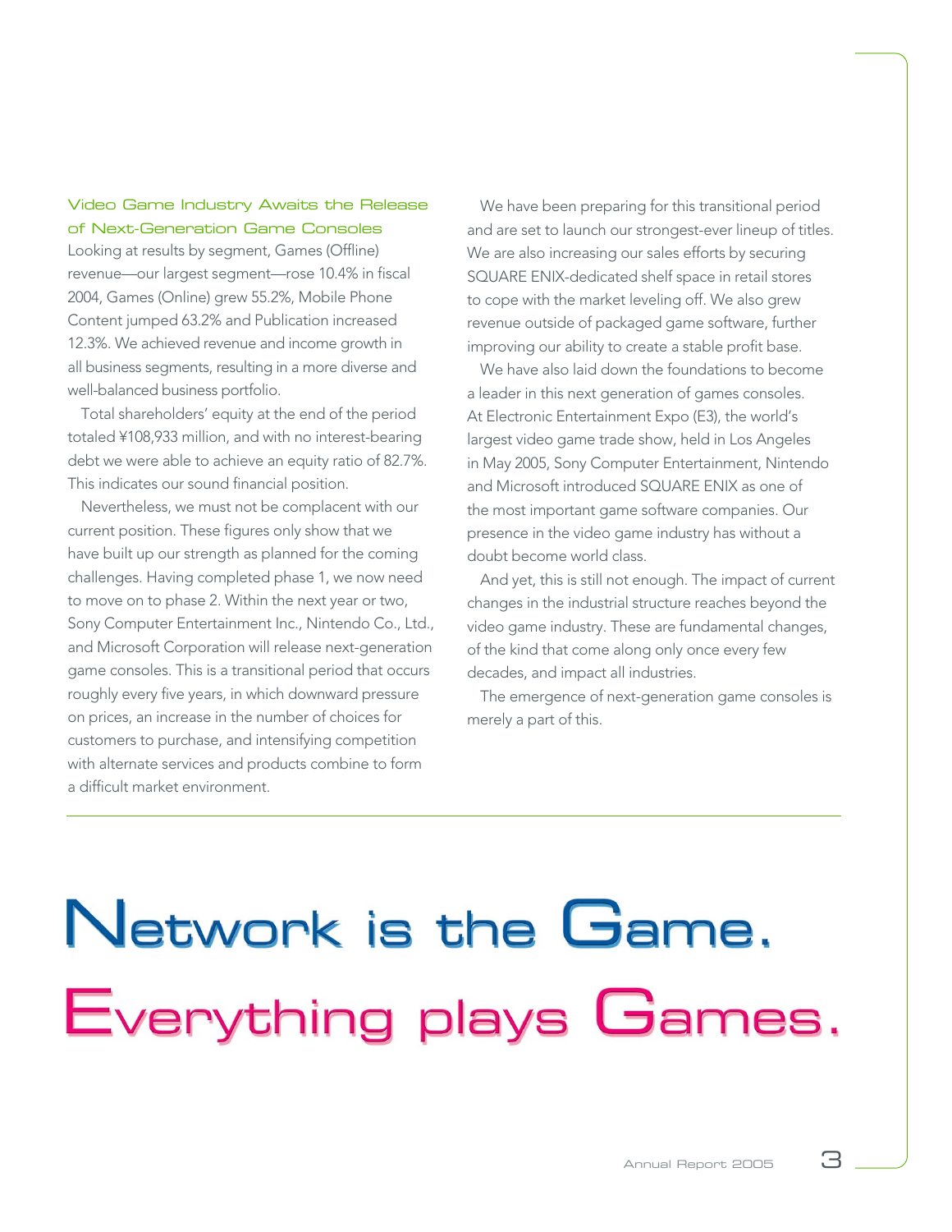### Video Game Industry Awaits the Release of Next-Generation Game Consoles

Looking at results by segment, Games (Offline) revenue—our largest segment—rose 10.4% in fiscal 2004, Games (Online) grew 55.2%, Mobile Phone Content jumped 63.2% and Publication increased 12.3%. We achieved revenue and income growth in all business segments, resulting in a more diverse and well-balanced business portfolio.

Total shareholders' equity at the end of the period totaled ¥108,933 million, and with no interest-bearing debt we were able to achieve an equity ratio of 82.7%. This indicates our sound financial position.

Nevertheless, we must not be complacent with our current position. These figures only show that we have built up our strength as planned for the coming challenges. Having completed phase 1, we now need to move on to phase 2. Within the next year or two, Sony Computer Entertainment Inc., Nintendo Co., Ltd., and Microsoft Corporation will release next-generation game consoles. This is a transitional period that occurs roughly every five years, in which downward pressure on prices, an increase in the number of choices for customers to purchase, and intensifying competition with alternate services and products combine to form a difficult market environment.

We have been preparing for this transitional period and are set to launch our strongest-ever lineup of titles. We are also increasing our sales efforts by securing SQUARE ENIX-dedicated shelf space in retail stores to cope with the market leveling off. We also grew revenue outside of packaged game software, further improving our ability to create a stable profit base.

We have also laid down the foundations to become a leader in this next generation of games consoles. At Electronic Entertainment Expo (E3), the world's largest video game trade show, held in Los Angeles in May 2005, Sony Computer Entertainment, Nintendo and Microsoft introduced SQUARE ENIX as one of the most important game software companies. Our presence in the video game industry has without a doubt become world class.

And yet, this is still not enough. The impact of current changes in the industrial structure reaches beyond the video game industry. These are fundamental changes, of the kind that come along only once every few decades, and impact all industries.

The emergence of next-generation game consoles is merely a part of this.

# Network is the Game.

# Everything plays Games.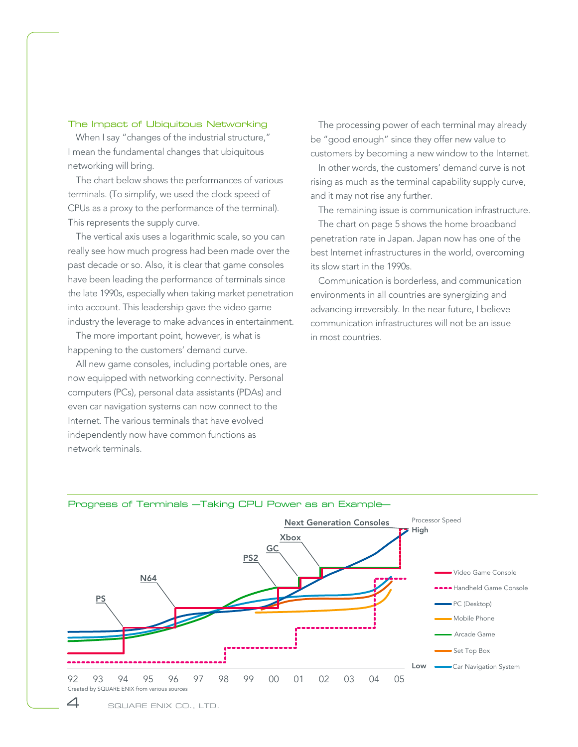## The Impact of Ubiquitous Networking

When I say "changes of the industrial structure," I mean the fundamental changes that ubiquitous networking will bring.

The chart below shows the performances of various terminals. (To simplify, we used the clock speed of CPUs as a proxy to the performance of the terminal). This represents the supply curve.

The vertical axis uses a logarithmic scale, so you can really see how much progress had been made over the past decade or so. Also, it is clear that game consoles have been leading the performance of terminals since the late 1990s, especially when taking market penetration into account. This leadership gave the video game industry the leverage to make advances in entertainment.

The more important point, however, is what is happening to the customers' demand curve.

All new game consoles, including portable ones, are now equipped with networking connectivity. Personal computers (PCs), personal data assistants (PDAs) and even car navigation systems can now connect to the Internet. The various terminals that have evolved independently now have common functions as network terminals.

The processing power of each terminal may already be "good enough" since they offer new value to customers by becoming a new window to the Internet.

In other words, the customers' demand curve is not rising as much as the terminal capability supply curve, and it may not rise any further.

The remaining issue is communication infrastructure.

The chart on page 5 shows the home broadband penetration rate in Japan. Japan now has one of the best Internet infrastructures in the world, overcoming its slow start in the 1990s.

Communication is borderless, and communication environments in all countries are synergizing and advancing irreversibly. In the near future, I believe communication infrastructures will not be an issue in most countries.

## Progress of Terminals —Taking CPU Power as an Example—

Processor Speed: High / Low

Labels: PS, N64, PS2, GC, Xbox, Next Generation Consoles

Legend: Video Game Console, Handheld Game Console, PC (Desktop), Mobile Phone, Arcade Game, Set Top Box, Car Navigation System

92 93 94 95 96 97 98 99 00 01 02 03 04 05

Created by SQUARE ENIX from various sources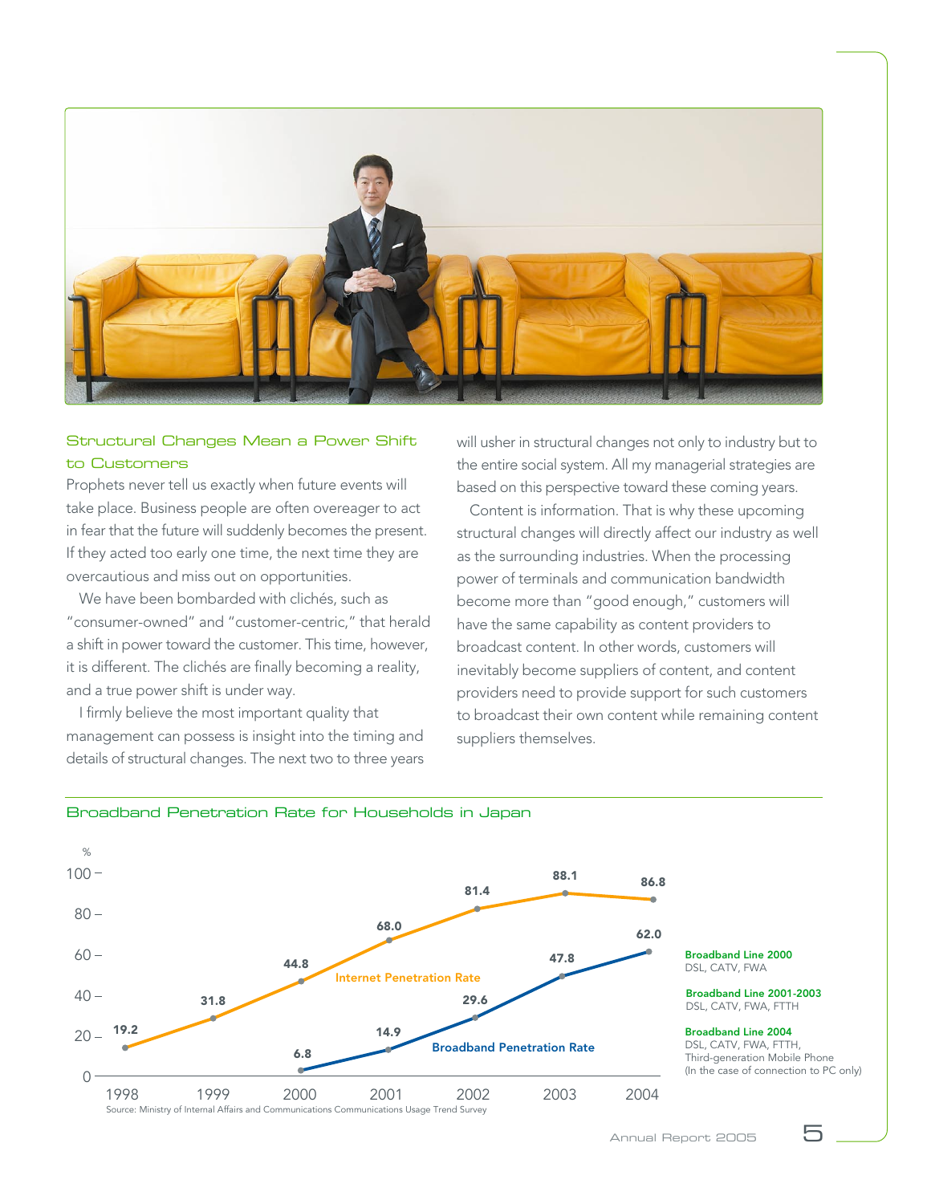## Structural Changes Mean a Power Shift to Customers

Prophets never tell us exactly when future events will take place. Business people are often overeager to act in fear that the future will suddenly becomes the present. If they acted too early one time, the next time they are overcautious and miss out on opportunities.

We have been bombarded with clichés, such as "consumer-owned" and "customer-centric," that herald a shift in power toward the customer. This time, however, it is different. The clichés are finally becoming a reality, and a true power shift is under way.

I firmly believe the most important quality that management can possess is insight into the timing and details of structural changes. The next two to three years will usher in structural changes not only to industry but to the entire social system. All my managerial strategies are based on this perspective toward these coming years.

Content is information. That is why these upcoming structural changes will directly affect our industry as well as the surrounding industries. When the processing power of terminals and communication bandwidth become more than "good enough," customers will have the same capability as content providers to broadcast content. In other words, customers will inevitably become suppliers of content, and content providers need to provide support for such customers to broadcast their own content while remaining content suppliers themselves.

## Broadband Penetration Rate for Households in Japan

| Year | Internet Penetration Rate (%) | Broadband Penetration Rate (%) |
|---|---|---|
| 1998 | 19.2 | |
| 1999 | 31.8 | |
| 2000 | 44.8 | 6.8 |
| 2001 | 68.0 | 14.9 |
| 2002 | 81.4 | 29.6 |
| 2003 | 88.1 | 47.8 |
| 2004 | 86.8 | 62.0 |

**Broadband Line 2000**
DSL, CATV, FWA

**Broadband Line 2001-2003**
DSL, CATV, FWA, FTTH

**Broadband Line 2004**
DSL, CATV, FWA, FTTH, Third-generation Mobile Phone
(In the case of connection to PC only)

Source: Ministry of Internal Affairs and Communications Communications Usage Trend Survey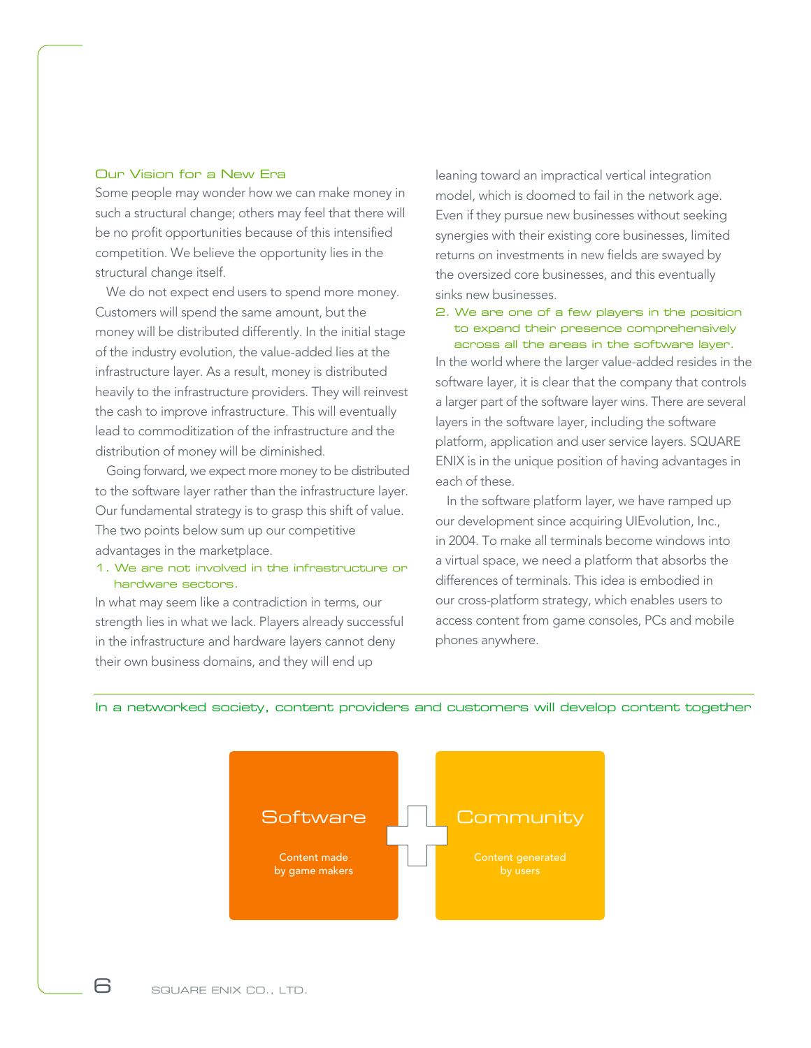## Our Vision for a New Era

Some people may wonder how we can make money in such a structural change; others may feel that there will be no profit opportunities because of this intensified competition. We believe the opportunity lies in the structural change itself.

We do not expect end users to spend more money. Customers will spend the same amount, but the money will be distributed differently. In the initial stage of the industry evolution, the value-added lies at the infrastructure layer. As a result, money is distributed heavily to the infrastructure providers. They will reinvest the cash to improve infrastructure. This will eventually lead to commoditization of the infrastructure and the distribution of money will be diminished.

Going forward, we expect more money to be distributed to the software layer rather than the infrastructure layer. Our fundamental strategy is to grasp this shift of value. The two points below sum up our competitive advantages in the marketplace.

### 1. We are not involved in the infrastructure or hardware sectors.

In what may seem like a contradiction in terms, our strength lies in what we lack. Players already successful in the infrastructure and hardware layers cannot deny their own business domains, and they will end up leaning toward an impractical vertical integration model, which is doomed to fail in the network age. Even if they pursue new businesses without seeking synergies with their existing core businesses, limited returns on investments in new fields are swayed by the oversized core businesses, and this eventually sinks new businesses.

### 2. We are one of a few players in the position to expand their presence comprehensively across all the areas in the software layer.

In the world where the larger value-added resides in the software layer, it is clear that the company that controls a larger part of the software layer wins. There are several layers in the software layer, including the software platform, application and user service layers. SQUARE ENIX is in the unique position of having advantages in each of these.

In the software platform layer, we have ramped up our development since acquiring UIEvolution, Inc., in 2004. To make all terminals become windows into a virtual space, we need a platform that absorbs the differences of terminals. This idea is embodied in our cross-platform strategy, which enables users to access content from game consoles, PCs and mobile phones anywhere.

---

In a networked society, content providers and customers will develop content together

**Software**
Content made by game makers

+

**Community**
Content generated by users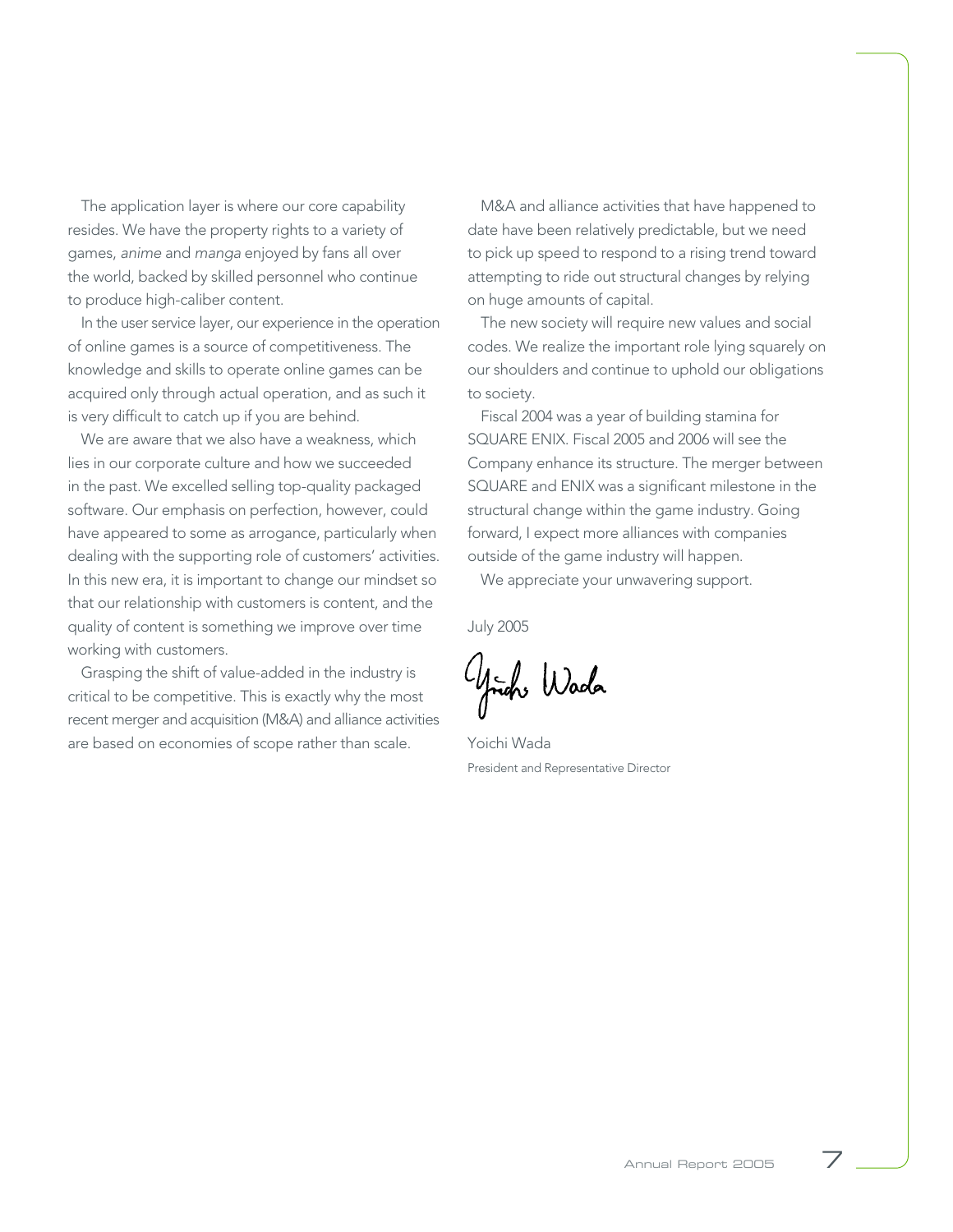The application layer is where our core capability resides. We have the property rights to a variety of games, *anime* and *manga* enjoyed by fans all over the world, backed by skilled personnel who continue to produce high-caliber content.

In the user service layer, our experience in the operation of online games is a source of competitiveness. The knowledge and skills to operate online games can be acquired only through actual operation, and as such it is very difficult to catch up if you are behind.

We are aware that we also have a weakness, which lies in our corporate culture and how we succeeded in the past. We excelled selling top-quality packaged software. Our emphasis on perfection, however, could have appeared to some as arrogance, particularly when dealing with the supporting role of customers' activities. In this new era, it is important to change our mindset so that our relationship with customers is content, and the quality of content is something we improve over time working with customers.

Grasping the shift of value-added in the industry is critical to be competitive. This is exactly why the most recent merger and acquisition (M&A) and alliance activities are based on economies of scope rather than scale.

M&A and alliance activities that have happened to date have been relatively predictable, but we need to pick up speed to respond to a rising trend toward attempting to ride out structural changes by relying on huge amounts of capital.

The new society will require new values and social codes. We realize the important role lying squarely on our shoulders and continue to uphold our obligations to society.

Fiscal 2004 was a year of building stamina for SQUARE ENIX. Fiscal 2005 and 2006 will see the Company enhance its structure. The merger between SQUARE and ENIX was a significant milestone in the structural change within the game industry. Going forward, I expect more alliances with companies outside of the game industry will happen.

We appreciate your unwavering support.

July 2005

Yoichi Wada

Yoichi Wada
President and Representative Director